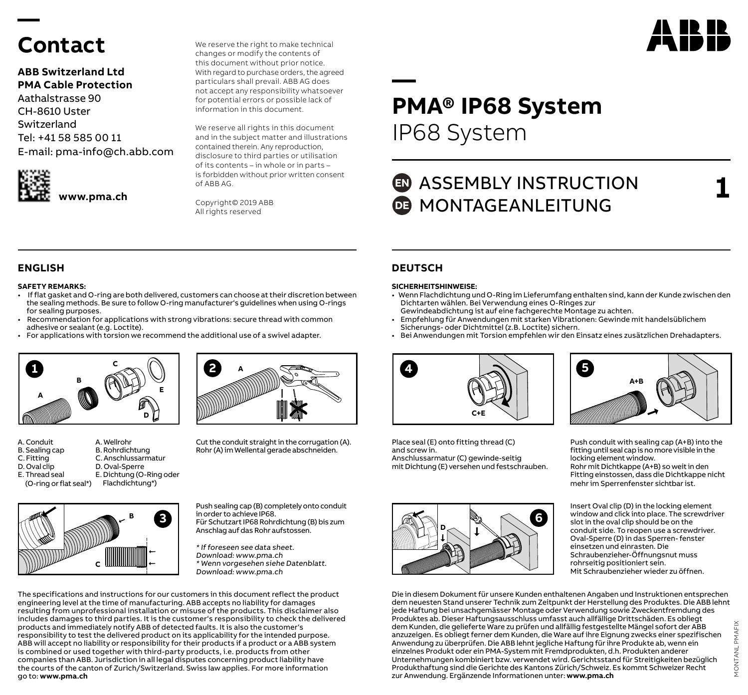# Contact

**ABB Switzerland Ltd**
**PMA Cable Protection**
Aathalstrasse 90
CH-8610 Uster
Switzerland
Tel: +41 58 585 00 11
E-mail: pma-info@ch.abb.com

**www.pma.ch**

We reserve the right to make technical changes or modify the contents of this document without prior notice. With regard to purchase orders, the agreed particulars shall prevail. ABB AG does not accept any responsibility whatsoever for potential errors or possible lack of information in this document.

We reserve all rights in this document and in the subject matter and illustrations contained therein. Any reproduction, disclosure to third parties or utilisation of its contents – in whole or in parts – is forbidden without prior written consent of ABB AG.

Copyright© 2019 ABB
All rights reserved

# PMA® IP68 System

IP68 System

## EN ASSEMBLY INSTRUCTION
## DE MONTAGEANLEITUNG

1

## ENGLISH

**SAFETY REMARKS:**

- If flat gasket and O-ring are both delivered, customers can choose at their discretion between the sealing methods. Be sure to follow O-ring manufacturer's guidelines when using O-rings for sealing purposes.
- Recommendation for applications with strong vibrations: secure thread with common adhesive or sealant (e.g. Loctite).
- For applications with torsion we recommend the additional use of a swivel adapter.

**1**

A. Conduit
B. Sealing cap
C. Fitting
D. Oval clip
E. Thread seal (O-ring or flat seal*)

A. Wellrohr
B. Rohrdichtung
C. Anschlussarmatur
D. Oval-Sperre
E. Dichtung (O-Ring oder Flachdichtung*)

**2**

Cut the conduit straight in the corrugation (A).
Rohr (A) im Wellental gerade abschneiden.

**3**

Push sealing cap (B) completely onto conduit in order to achieve IP68.
Für Schutzart IP68 Rohrdichtung (B) bis zum Anschlag auf das Rohr aufstossen.

*\* If foreseen see data sheet. Download: www.pma.ch*
*\* Wenn vorgesehen siehe Datenblatt. Download: www.pma.ch*

The specifications and instructions for our customers in this document reflect the product engineering level at the time of manufacturing. ABB accepts no liability for damages resulting from unprofessional installation or misuse of the products. This disclaimer also includes damages to third parties. It is the customer's responsibility to check the delivered products and immediately notify ABB of detected faults. It is also the customer's responsibility to test the delivered product on its applicability for the intended purpose. ABB will accept no liability or responsibility for their products if a product or a ABB system is combined or used together with third-party products, i.e. products from other companies than ABB. Jurisdiction in all legal disputes concerning product liability have the courts of the canton of Zurich/Switzerland. Swiss law applies. For more information go to: **www.pma.ch**

## DEUTSCH

**SICHERHEITSHINWEISE:**

- Wenn Flachdichtung und O-Ring im Lieferumfang enthalten sind, kann der Kunde zwischen den Dichtarten wählen. Bei Verwendung eines O-Ringes zur Gewindeabdichtung ist auf eine fachgerechte Montage zu achten.
- Empfehlung für Anwendungen mit starken Vibrationen: Gewinde mit handelsüblichem Sicherungs- oder Dichtmittel (z.B. Loctite) sichern.
- Bei Anwendungen mit Torsion empfehlen wir den Einsatz eines zusätzlichen Drehadapters.

**4**

Place seal (E) onto fitting thread (C) and screw in.
Anschlussarmatur (C) gewinde-seitig mit Dichtung (E) versehen und festschrauben.

**5**

Push conduit with sealing cap (A+B) into the fitting until seal cap is no more visible in the locking element window.
Rohr mit Dichtkappe (A+B) so weit in den Fitting einstossen, dass die Dichtkappe nicht mehr im Sperrenfenster sichtbar ist.

**6**

Insert Oval clip (D) in the locking element window and click into place. The screwdriver slot in the oval clip should be on the conduit side. To reopen use a screwdriver.
Oval-Sperre (D) in das Sperren- fenster einsetzen und einrasten. Die Schraubenzieher-Öffnungsnut muss rohrseitig positioniert sein.
Mit Schraubenzieher wieder zu öffnen.

Die in diesem Dokument für unsere Kunden enthaltenen Angaben und Instruktionen entsprechen dem neuesten Stand unserer Technik zum Zeitpunkt der Herstellung des Produktes. Die ABB lehnt jede Haftung bei unsachgemässer Montage oder Verwendung sowie Zweckentfremdung des Produktes ab. Dieser Haftungsausschluss umfasst auch allfällige Drittschäden. Es obliegt dem Kunden, die gelieferte Ware zu prüfen und allfällig festgestellte Mängel sofort der ABB anzuzeigen. Es obliegt ferner dem Kunden, die Ware auf ihre Eignung zwecks einer spezifischen Anwendung zu überprüfen. Die ABB lehnt jegliche Haftung für ihre Produkte ab, wenn ein einzelnes Produkt oder ein PMA-System mit Fremdprodukten, d.h. Produkten anderer Unternehmungen kombiniert bzw. verwendet wird. Gerichtsstand für Streitigkeiten bezüglich Produkthaftung sind die Gerichte des Kantons Zürich/Schweiz. Es kommt Schweizer Recht zur Anwendung. Ergänzende Informationen unter: **www.pma.ch**

MONTANL PMAFIX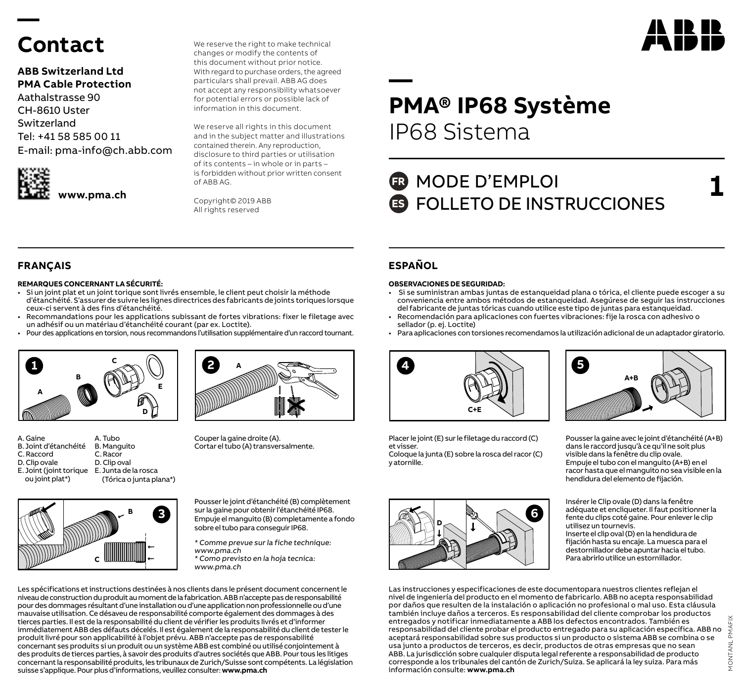# Contact

**ABB Switzerland Ltd**
**PMA Cable Protection**
Aathalstrasse 90
CH-8610 Uster
Switzerland
Tel: +41 58 585 00 11
E-mail: pma-info@ch.abb.com

**www.pma.ch**

We reserve the right to make technical changes or modify the contents of this document without prior notice. With regard to purchase orders, the agreed particulars shall prevail. ABB AG does not accept any responsibility whatsoever for potential errors or possible lack of information in this document.

We reserve all rights in this document and in the subject matter and illustrations contained therein. Any reproduction, disclosure to third parties or utilisation of its contents – in whole or in parts – is forbidden without prior written consent of ABB AG.

Copyright© 2019 ABB
All rights reserved

# PMA® IP68 Système
IP68 Sistema

## FR MODE D'EMPLOI
## ES FOLLETO DE INSTRUCCIONES

1

## FRANÇAIS

**REMARQUES CONCERNANT LA SÉCURITÉ:**

- Si un joint plat et un joint torique sont livrés ensemble, le client peut choisir la méthode d'étanchéité. S'assurer de suivre les lignes directrices des fabricants de joints toriques lorsque ceux-ci servent à des fins d'étanchéité.
- Recommandations pour les applications subissant de fortes vibrations: fixer le filetage avec un adhésif ou un matériau d'étanchéité courant (par ex. Loctite).
- Pour des applications en torsion, nous recommandons l'utilisation supplémentaire d'un raccord tournant.

1

| | |
|---|---|
| A. Gaine | A. Tubo |
| B. Joint d'étanchéité | B. Manguito |
| C. Raccord | C. Racor |
| D. Clip ovale | D. Clip oval |
| E. Joint (joint torique ou joint plat*) | E. Junta de la rosca (Tórica o junta plana*) |

2

Couper la gaine droite (A).
Cortar el tubo (A) transversalmente.

3

Pousser le joint d'étanchéité (B) complètement sur la gaine pour obtenir l'étanchéité IP68.
Empuje el manguito (B) completamente a fondo sobre el tubo para conseguir IP68.

*\* Comme prevue sur la fiche technique: www.pma.ch*
*\* Como previsto en la hoja tecnica: www.pma.ch*

Les spécifications et instructions destinées à nos clients dans le présent document concernent le niveau de construction du produit au moment de la fabrication. ABB n'accepte pas de responsabilité pour des dommages résultant d'une installation ou d'une application non professionnelle ou d'une mauvaise utilisation. Ce désaveu de responsabilité comporte également des dommages à des tierces parties. Il est de la responsabilité du client de vérifier les produits livrés et d'informer immédiatement ABB des défauts décelés. Il est également de la responsabilité du client de tester le produit livré pour son applicabilité à l'objet prévu. ABB n'accepte pas de responsabilité concernant ses produits si un produit ou un système ABB est combiné ou utilisé conjointement à des produits de tierces parties, à savoir des produits d'autres sociétés que ABB. Pour tous les litiges concernant la responsabilité produits, les tribunaux de Zurich/Suisse sont compétents. La législation suisse s'applique. Pour plus d'informations, veuillez consulter: **www.pma.ch**

## ESPAÑOL

**OBSERVACIONES DE SEGURIDAD:**

- Si se suministran ambas juntas de estanqueidad plana o tórica, el cliente puede escoger a su conveniencia entre ambos métodos de estanqueidad. Asegúrese de seguir las instrucciones del fabricante de juntas tóricas cuando utilice este tipo de juntas para estanqueidad.
- Recomendación para aplicaciones con fuertes vibraciones: fije la rosca con adhesivo o sellador (p. ej. Loctite)
- Para aplicaciones con torsiones recomendamos la utilización adicional de un adaptador giratorio.

4

Placer le joint (E) sur le filetage du raccord (C) et visser.
Coloque la junta (E) sobre la rosca del racor (C) y atornille.

5

Pousser la gaine avec le joint d'étanchéité (A+B) dans le raccord jusqu'à ce qu'il ne soit plus visible dans la fenêtre du clip ovale.
Empuje el tubo con el manguito (A+B) en el racor hasta que el manguito no sea visible en la hendidura del elemento de fijación.

6

Insérer le Clip ovale (D) dans la fenêtre adéquate et encliqueter. Il faut positionner la fente du clips coté gaine. Pour enlever le clip utilisez un tournevis.
Inserte el clip oval (D) en la hendidura de fijación hasta su encaje. La muesca para el destornillador debe apuntar hacia el tubo. Para abrirlo utilice un estornillador.

Las instrucciones y especificaciones de este documentopara nuestros clientes reflejan el nivel de ingeniería del producto en el momento de fabricarlo. ABB no acepta responsabilidad por daños que resulten de la instalación o aplicación no profesional o mal uso. Esta cláusula también incluye daños a terceros. Es responsabilidad del cliente comprobar los productos entregados y notificar inmediatamente a ABB los defectos encontrados. También es responsabilidad del cliente probar el producto entregado para su aplicación específica. ABB no aceptará responsabilidad sobre sus productos si un producto o sistema ABB se combina o se usa junto a productos de terceros, es decir, productos de otras empresas que no sean ABB. La jurisdicción sobre cualquier disputa legal referente a responsabilidad de producto corresponde a los tribunales del cantón de Zurich/Suiza. Se aplicará la ley suiza. Para más información consulte: **www.pma.ch**

MONTANL PMAFIX